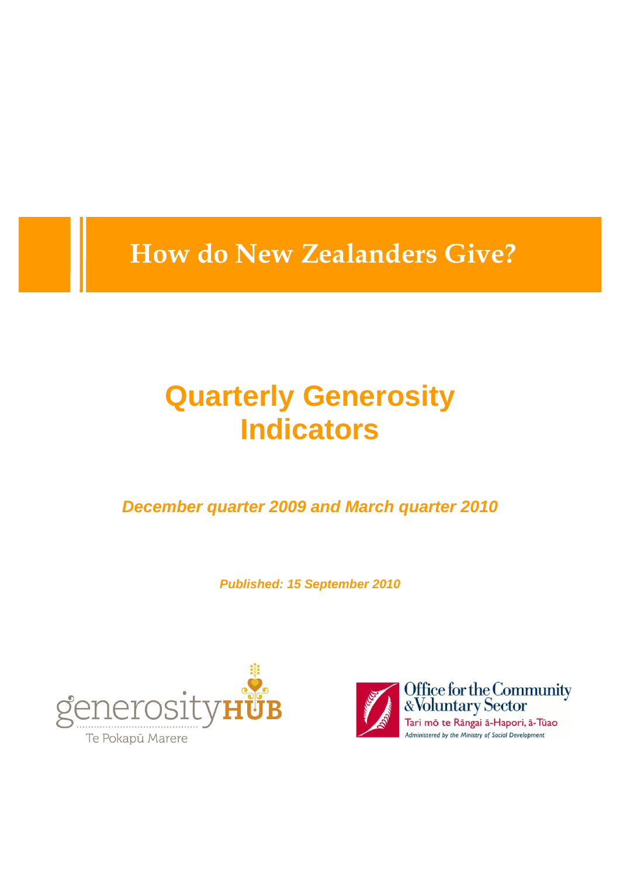# How do New Zealanders Give?

## Quarterly Generosity Indicators

***December quarter 2009 and March quarter 2010***

***Published: 15 September 2010***

generosity HUB
Te Pokapū Marere

Office for the Community & Voluntary Sector
Tari mō te Rāngai ā-Hapori, ā-Tūao
*Administered by the Ministry of Social Development*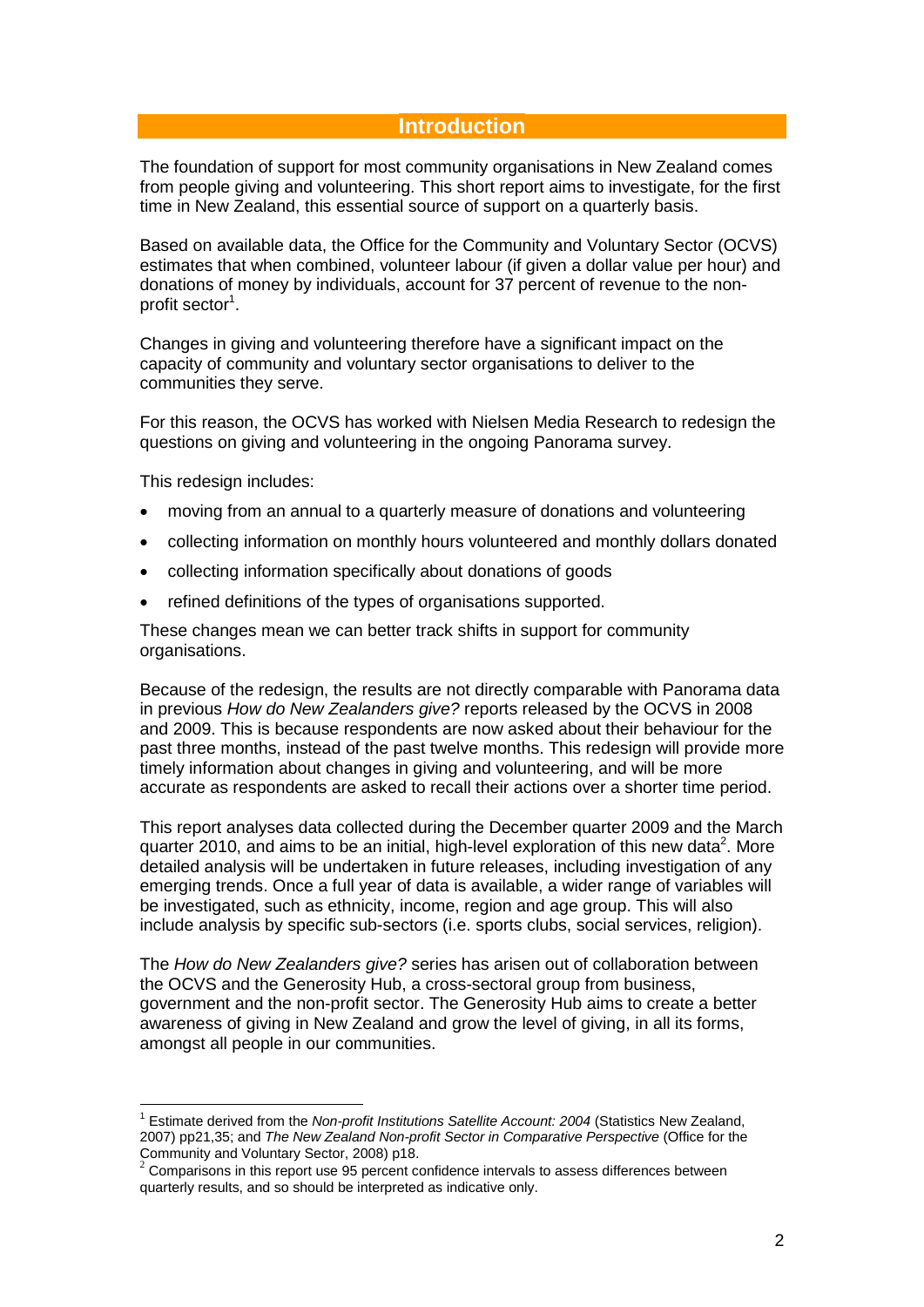# Introduction

The foundation of support for most community organisations in New Zealand comes from people giving and volunteering. This short report aims to investigate, for the first time in New Zealand, this essential source of support on a quarterly basis.

Based on available data, the Office for the Community and Voluntary Sector (OCVS) estimates that when combined, volunteer labour (if given a dollar value per hour) and donations of money by individuals, account for 37 percent of revenue to the non-profit sector[1].

Changes in giving and volunteering therefore have a significant impact on the capacity of community and voluntary sector organisations to deliver to the communities they serve.

For this reason, the OCVS has worked with Nielsen Media Research to redesign the questions on giving and volunteering in the ongoing Panorama survey.

This redesign includes:

- moving from an annual to a quarterly measure of donations and volunteering
- collecting information on monthly hours volunteered and monthly dollars donated
- collecting information specifically about donations of goods
- refined definitions of the types of organisations supported.

These changes mean we can better track shifts in support for community organisations.

Because of the redesign, the results are not directly comparable with Panorama data in previous *How do New Zealanders give?* reports released by the OCVS in 2008 and 2009. This is because respondents are now asked about their behaviour for the past three months, instead of the past twelve months. This redesign will provide more timely information about changes in giving and volunteering, and will be more accurate as respondents are asked to recall their actions over a shorter time period.

This report analyses data collected during the December quarter 2009 and the March quarter 2010, and aims to be an initial, high-level exploration of this new data[2]. More detailed analysis will be undertaken in future releases, including investigation of any emerging trends. Once a full year of data is available, a wider range of variables will be investigated, such as ethnicity, income, region and age group. This will also include analysis by specific sub-sectors (i.e. sports clubs, social services, religion).

The *How do New Zealanders give?* series has arisen out of collaboration between the OCVS and the Generosity Hub, a cross-sectoral group from business, government and the non-profit sector. The Generosity Hub aims to create a better awareness of giving in New Zealand and grow the level of giving, in all its forms, amongst all people in our communities.

---

[1] Estimate derived from the *Non-profit Institutions Satellite Account: 2004* (Statistics New Zealand, 2007) pp21,35; and *The New Zealand Non-profit Sector in Comparative Perspective* (Office for the Community and Voluntary Sector, 2008) p18.

[2] Comparisons in this report use 95 percent confidence intervals to assess differences between quarterly results, and so should be interpreted as indicative only.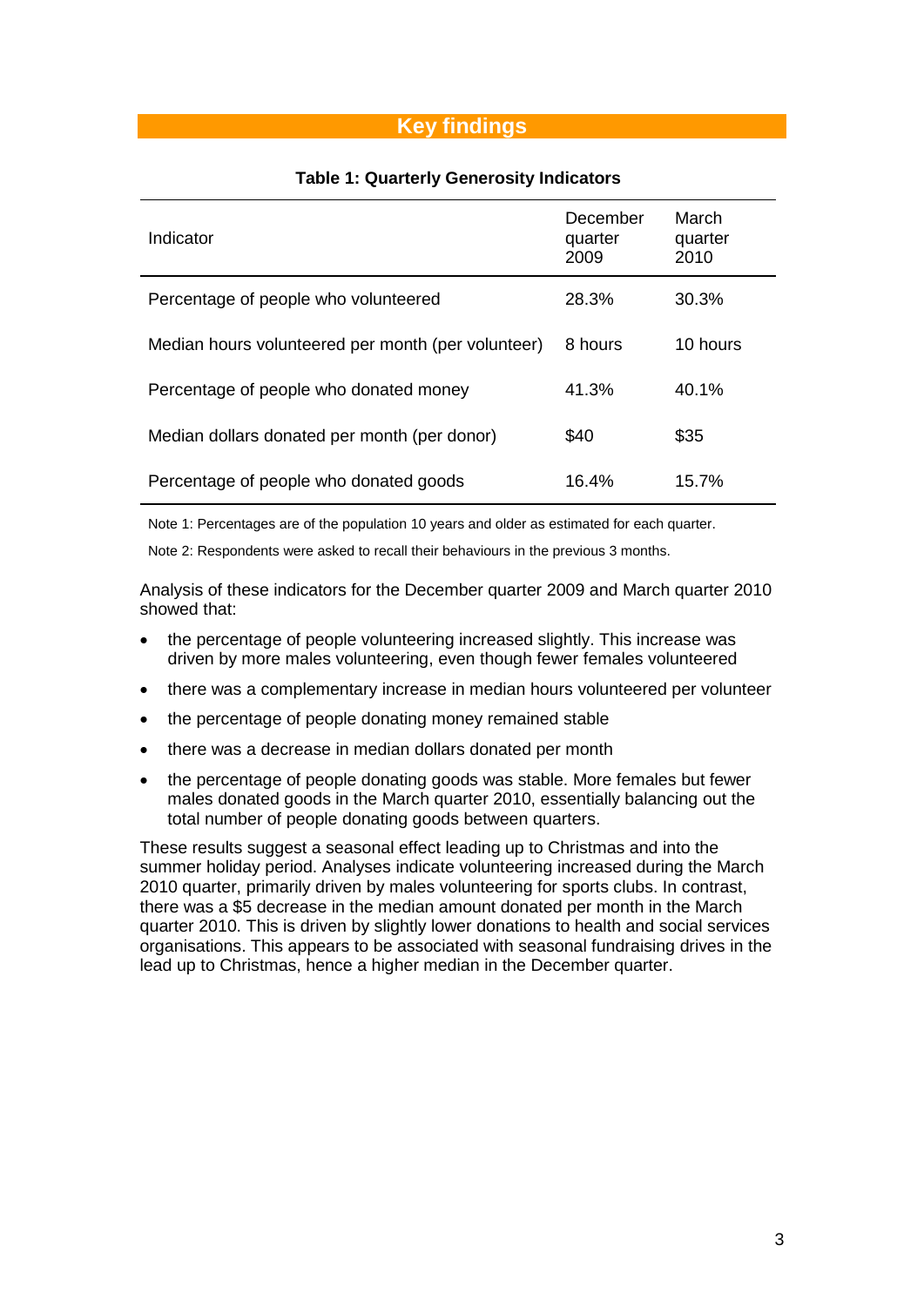## Key findings

**Table 1: Quarterly Generosity Indicators**

| Indicator | December quarter 2009 | March quarter 2010 |
|---|---|---|
| Percentage of people who volunteered | 28.3% | 30.3% |
| Median hours volunteered per month (per volunteer) | 8 hours | 10 hours |
| Percentage of people who donated money | 41.3% | 40.1% |
| Median dollars donated per month (per donor) | $40 | $35 |
| Percentage of people who donated goods | 16.4% | 15.7% |

Note 1: Percentages are of the population 10 years and older as estimated for each quarter.

Note 2: Respondents were asked to recall their behaviours in the previous 3 months.

Analysis of these indicators for the December quarter 2009 and March quarter 2010 showed that:

- the percentage of people volunteering increased slightly. This increase was driven by more males volunteering, even though fewer females volunteered
- there was a complementary increase in median hours volunteered per volunteer
- the percentage of people donating money remained stable
- there was a decrease in median dollars donated per month
- the percentage of people donating goods was stable. More females but fewer males donated goods in the March quarter 2010, essentially balancing out the total number of people donating goods between quarters.

These results suggest a seasonal effect leading up to Christmas and into the summer holiday period. Analyses indicate volunteering increased during the March 2010 quarter, primarily driven by males volunteering for sports clubs. In contrast, there was a $5 decrease in the median amount donated per month in the March quarter 2010. This is driven by slightly lower donations to health and social services organisations. This appears to be associated with seasonal fundraising drives in the lead up to Christmas, hence a higher median in the December quarter.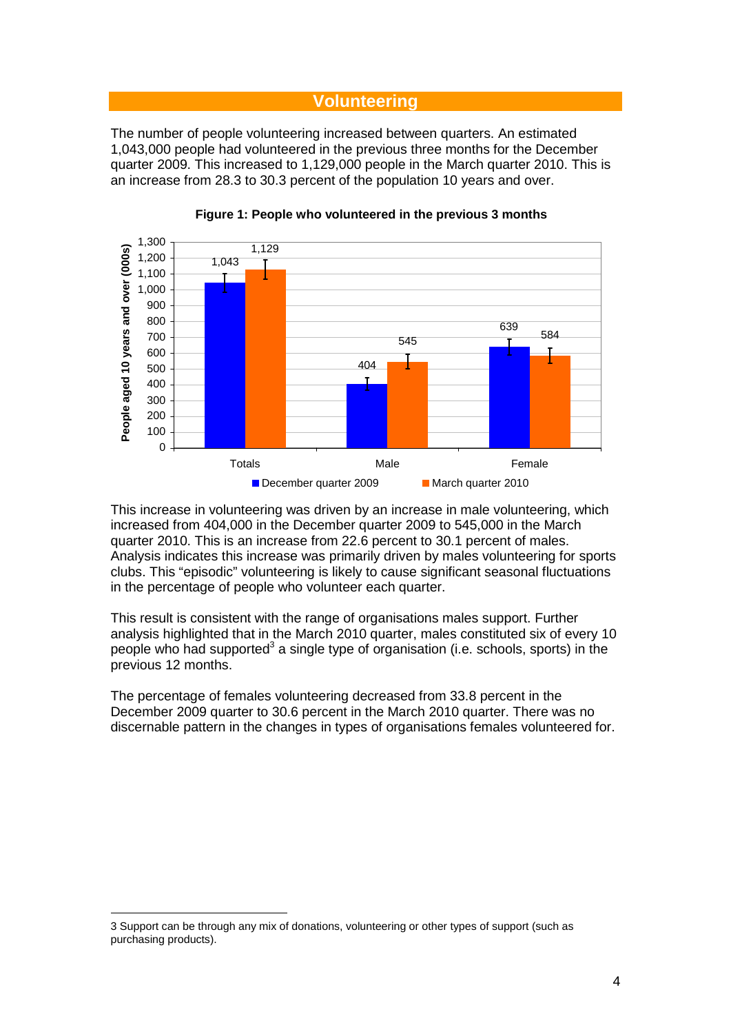## Volunteering

The number of people volunteering increased between quarters. An estimated 1,043,000 people had volunteered in the previous three months for the December quarter 2009. This increased to 1,129,000 people in the March quarter 2010. This is an increase from 28.3 to 30.3 percent of the population 10 years and over.

**Figure 1: People who volunteered in the previous 3 months**

| People aged 10 years and over (000s) | December quarter 2009 | March quarter 2010 |
|---|---|---|
| Totals | 1,043 | 1,129 |
| Male | 404 | 545 |
| Female | 639 | 584 |

This increase in volunteering was driven by an increase in male volunteering, which increased from 404,000 in the December quarter 2009 to 545,000 in the March quarter 2010. This is an increase from 22.6 percent to 30.1 percent of males. Analysis indicates this increase was primarily driven by males volunteering for sports clubs. This “episodic” volunteering is likely to cause significant seasonal fluctuations in the percentage of people who volunteer each quarter.

This result is consistent with the range of organisations males support. Further analysis highlighted that in the March 2010 quarter, males constituted six of every 10 people who had supported[3] a single type of organisation (i.e. schools, sports) in the previous 12 months.

The percentage of females volunteering decreased from 33.8 percent in the December 2009 quarter to 30.6 percent in the March 2010 quarter. There was no discernable pattern in the changes in types of organisations females volunteered for.

3 Support can be through any mix of donations, volunteering or other types of support (such as purchasing products).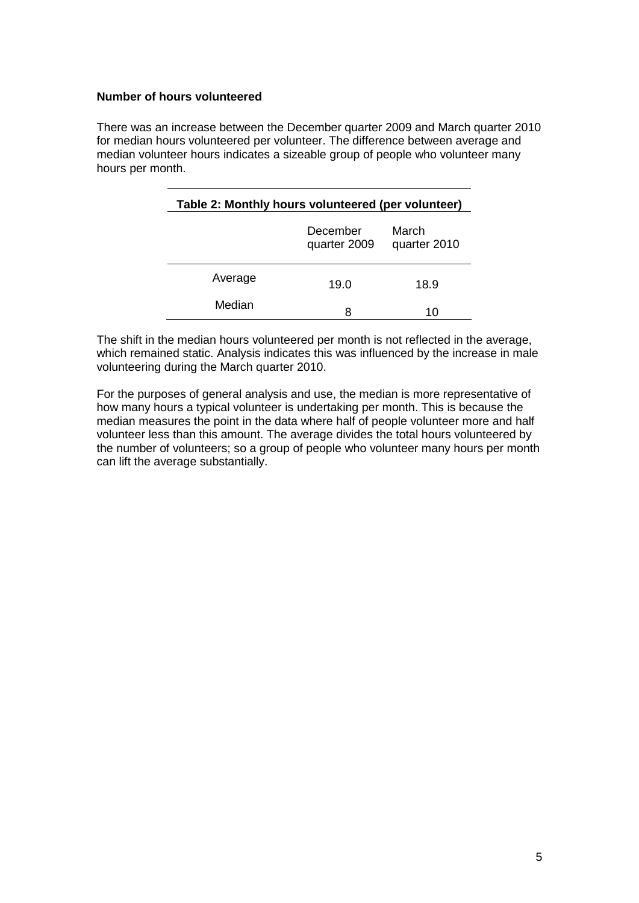**Number of hours volunteered**

There was an increase between the December quarter 2009 and March quarter 2010 for median hours volunteered per volunteer. The difference between average and median volunteer hours indicates a sizeable group of people who volunteer many hours per month.

**Table 2: Monthly hours volunteered (per volunteer)**

| | December quarter 2009 | March quarter 2010 |
|---|---|---|
| Average | 19.0 | 18.9 |
| Median | 8 | 10 |

The shift in the median hours volunteered per month is not reflected in the average, which remained static. Analysis indicates this was influenced by the increase in male volunteering during the March quarter 2010.

For the purposes of general analysis and use, the median is more representative of how many hours a typical volunteer is undertaking per month. This is because the median measures the point in the data where half of people volunteer more and half volunteer less than this amount. The average divides the total hours volunteered by the number of volunteers; so a group of people who volunteer many hours per month can lift the average substantially.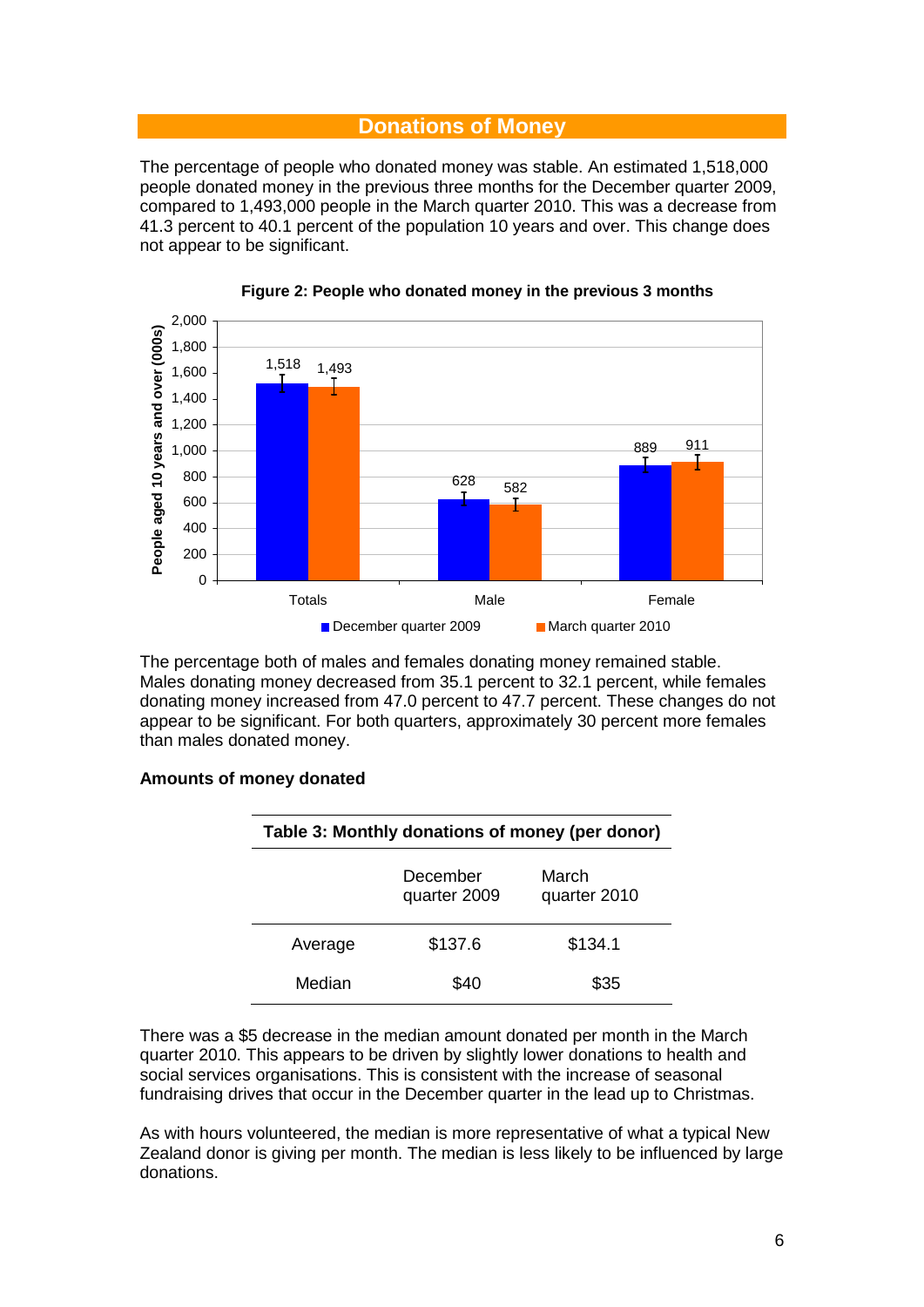## Donations of Money

The percentage of people who donated money was stable. An estimated 1,518,000 people donated money in the previous three months for the December quarter 2009, compared to 1,493,000 people in the March quarter 2010. This was a decrease from 41.3 percent to 40.1 percent of the population 10 years and over. This change does not appear to be significant.

**Figure 2: People who donated money in the previous 3 months**

| People aged 10 years and over (000s) | December quarter 2009 | March quarter 2010 |
|---|---|---|
| Totals | 1,518 | 1,493 |
| Male | 628 | 582 |
| Female | 889 | 911 |

The percentage both of males and females donating money remained stable. Males donating money decreased from 35.1 percent to 32.1 percent, while females donating money increased from 47.0 percent to 47.7 percent. These changes do not appear to be significant. For both quarters, approximately 30 percent more females than males donated money.

**Amounts of money donated**

**Table 3: Monthly donations of money (per donor)**

| | December quarter 2009 | March quarter 2010 |
|---|---|---|
| Average | $137.6 | $134.1 |
| Median | $40 | $35 |

There was a $5 decrease in the median amount donated per month in the March quarter 2010. This appears to be driven by slightly lower donations to health and social services organisations. This is consistent with the increase of seasonal fundraising drives that occur in the December quarter in the lead up to Christmas.

As with hours volunteered, the median is more representative of what a typical New Zealand donor is giving per month. The median is less likely to be influenced by large donations.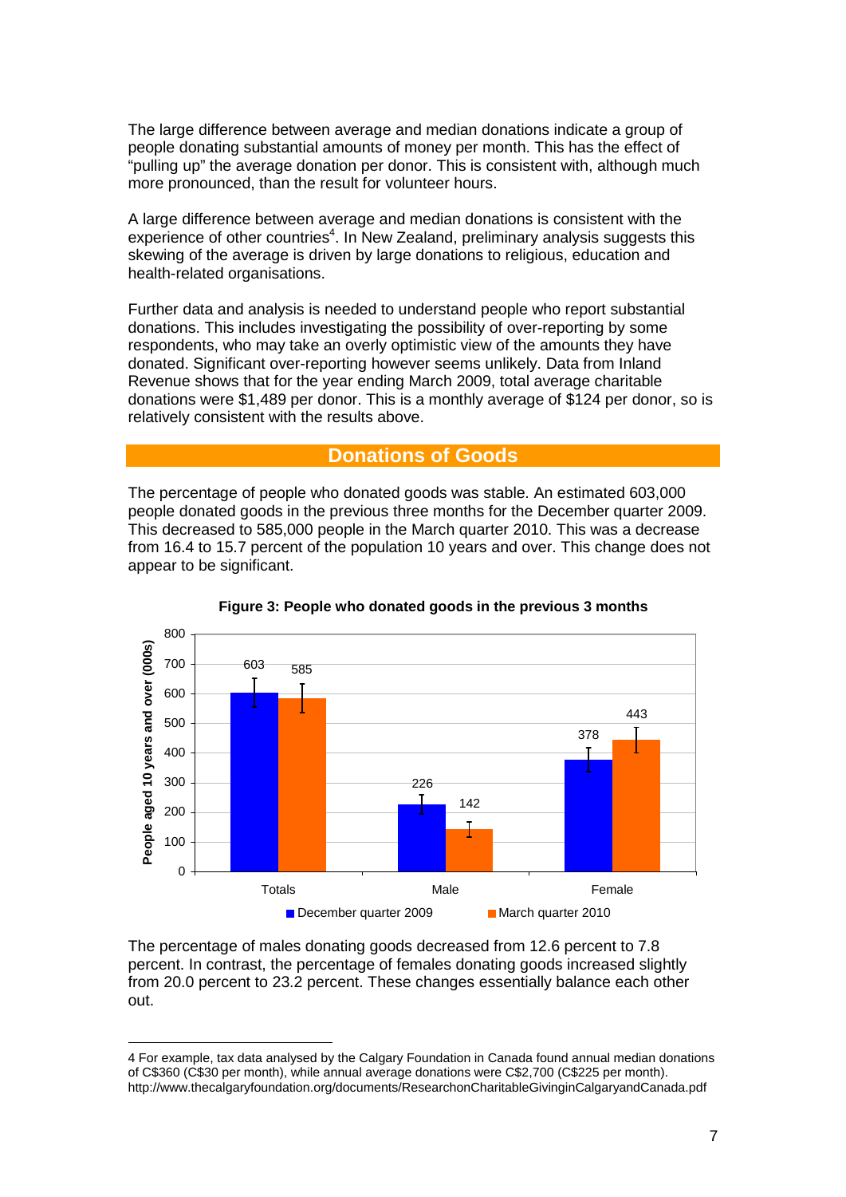The large difference between average and median donations indicate a group of people donating substantial amounts of money per month. This has the effect of "pulling up" the average donation per donor. This is consistent with, although much more pronounced, than the result for volunteer hours.

A large difference between average and median donations is consistent with the experience of other countries[4]. In New Zealand, preliminary analysis suggests this skewing of the average is driven by large donations to religious, education and health-related organisations.

Further data and analysis is needed to understand people who report substantial donations. This includes investigating the possibility of over-reporting by some respondents, who may take an overly optimistic view of the amounts they have donated. Significant over-reporting however seems unlikely. Data from Inland Revenue shows that for the year ending March 2009, total average charitable donations were $1,489 per donor. This is a monthly average of $124 per donor, so is relatively consistent with the results above.

## Donations of Goods

The percentage of people who donated goods was stable. An estimated 603,000 people donated goods in the previous three months for the December quarter 2009. This decreased to 585,000 people in the March quarter 2010. This was a decrease from 16.4 to 15.7 percent of the population 10 years and over. This change does not appear to be significant.

**Figure 3: People who donated goods in the previous 3 months**

| People aged 10 years and over (000s) | December quarter 2009 | March quarter 2010 |
|---|---|---|
| Totals | 603 | 585 |
| Male | 226 | 142 |
| Female | 378 | 443 |

The percentage of males donating goods decreased from 12.6 percent to 7.8 percent. In contrast, the percentage of females donating goods increased slightly from 20.0 percent to 23.2 percent. These changes essentially balance each other out.

---

4 For example, tax data analysed by the Calgary Foundation in Canada found annual median donations of C$360 (C$30 per month), while annual average donations were C$2,700 (C$225 per month). http://www.thecalgaryfoundation.org/documents/ResearchonCharitableGivinginCalgaryandCanada.pdf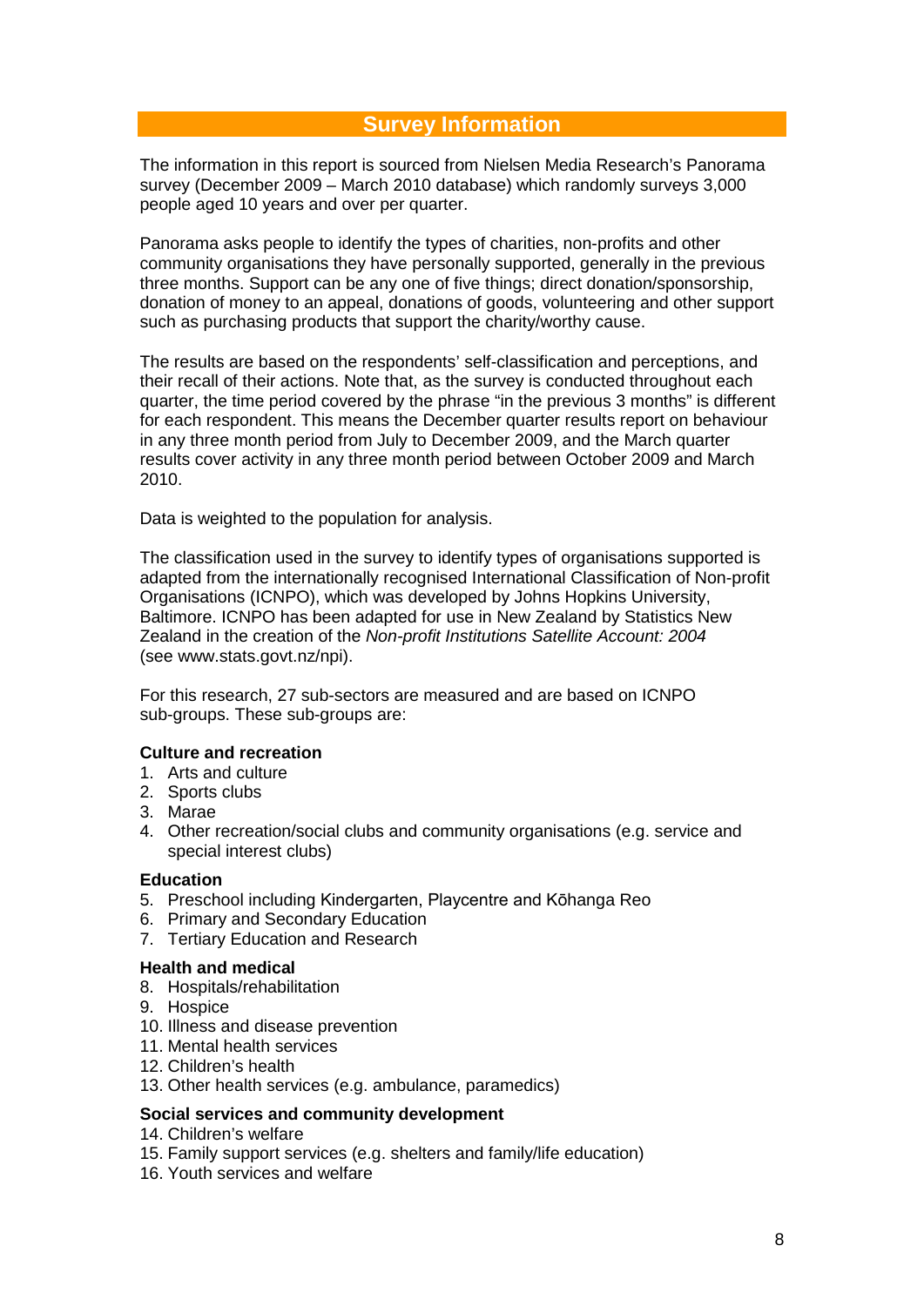## Survey Information

The information in this report is sourced from Nielsen Media Research's Panorama survey (December 2009 – March 2010 database) which randomly surveys 3,000 people aged 10 years and over per quarter.

Panorama asks people to identify the types of charities, non-profits and other community organisations they have personally supported, generally in the previous three months. Support can be any one of five things; direct donation/sponsorship, donation of money to an appeal, donations of goods, volunteering and other support such as purchasing products that support the charity/worthy cause.

The results are based on the respondents' self-classification and perceptions, and their recall of their actions. Note that, as the survey is conducted throughout each quarter, the time period covered by the phrase "in the previous 3 months" is different for each respondent. This means the December quarter results report on behaviour in any three month period from July to December 2009, and the March quarter results cover activity in any three month period between October 2009 and March 2010.

Data is weighted to the population for analysis.

The classification used in the survey to identify types of organisations supported is adapted from the internationally recognised International Classification of Non-profit Organisations (ICNPO), which was developed by Johns Hopkins University, Baltimore. ICNPO has been adapted for use in New Zealand by Statistics New Zealand in the creation of the *Non-profit Institutions Satellite Account: 2004* (see www.stats.govt.nz/npi).

For this research, 27 sub-sectors are measured and are based on ICNPO sub-groups. These sub-groups are:

**Culture and recreation**

1. Arts and culture
2. Sports clubs
3. Marae
4. Other recreation/social clubs and community organisations (e.g. service and special interest clubs)

**Education**

5. Preschool including Kindergarten, Playcentre and Kōhanga Reo
6. Primary and Secondary Education
7. Tertiary Education and Research

**Health and medical**

8. Hospitals/rehabilitation
9. Hospice
10. Illness and disease prevention
11. Mental health services
12. Children's health
13. Other health services (e.g. ambulance, paramedics)

**Social services and community development**

14. Children's welfare
15. Family support services (e.g. shelters and family/life education)
16. Youth services and welfare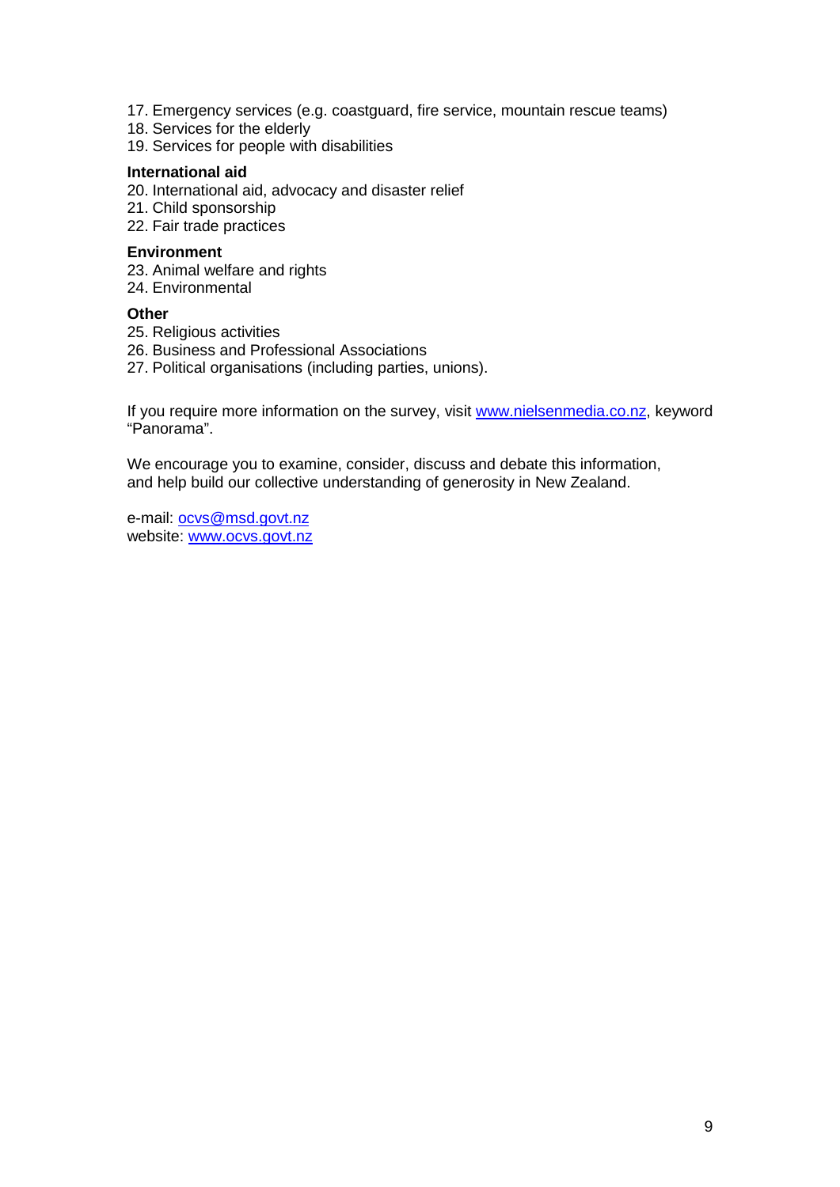17. Emergency services (e.g. coastguard, fire service, mountain rescue teams)
18. Services for the elderly
19. Services for people with disabilities

**International aid**

20. International aid, advocacy and disaster relief
21. Child sponsorship
22. Fair trade practices

**Environment**

23. Animal welfare and rights
24. Environmental

**Other**

25. Religious activities
26. Business and Professional Associations
27. Political organisations (including parties, unions).

If you require more information on the survey, visit www.nielsenmedia.co.nz, keyword "Panorama".

We encourage you to examine, consider, discuss and debate this information, and help build our collective understanding of generosity in New Zealand.

e-mail: ocvs@msd.govt.nz
website: www.ocvs.govt.nz